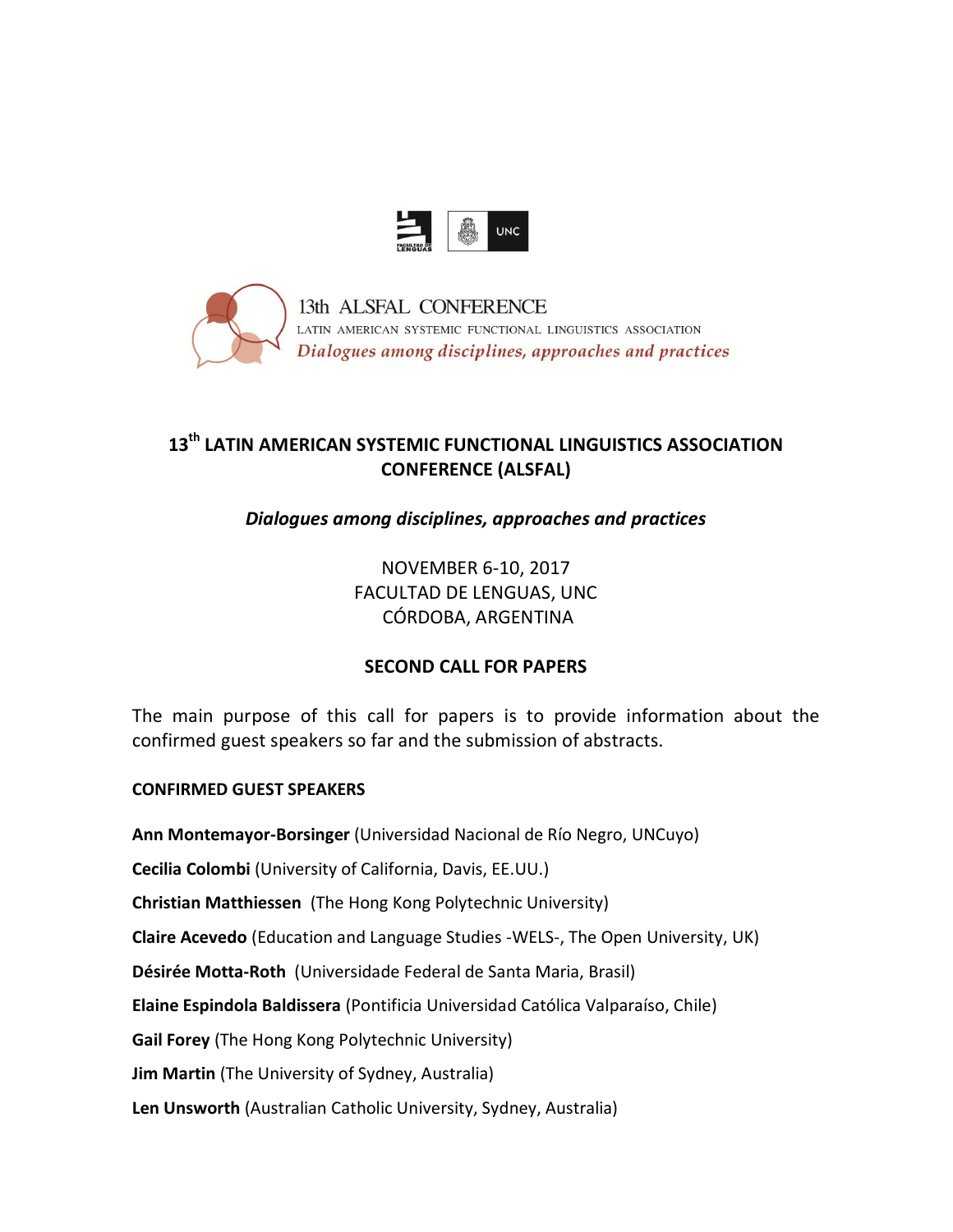13th ALSFAL CONFERENCE

LATIN AMERICAN SYSTEMIC FUNCTIONAL LINGUISTICS ASSOCIATION

*Dialogues among disciplines, approaches and practices*

# 13th LATIN AMERICAN SYSTEMIC FUNCTIONAL LINGUISTICS ASSOCIATION CONFERENCE (ALSFAL)

***Dialogues among disciplines, approaches and practices***

NOVEMBER 6-10, 2017
FACULTAD DE LENGUAS, UNC
CÓRDOBA, ARGENTINA

## SECOND CALL FOR PAPERS

The main purpose of this call for papers is to provide information about the confirmed guest speakers so far and the submission of abstracts.

### CONFIRMED GUEST SPEAKERS

**Ann Montemayor-Borsinger** (Universidad Nacional de Río Negro, UNCuyo)

**Cecilia Colombi** (University of California, Davis, EE.UU.)

**Christian Matthiessen** (The Hong Kong Polytechnic University)

**Claire Acevedo** (Education and Language Studies -WELS-, The Open University, UK)

**Désirée Motta-Roth** (Universidade Federal de Santa Maria, Brasil)

**Elaine Espindola Baldissera** (Pontificia Universidad Católica Valparaíso, Chile)

**Gail Forey** (The Hong Kong Polytechnic University)

**Jim Martin** (The University of Sydney, Australia)

**Len Unsworth** (Australian Catholic University, Sydney, Australia)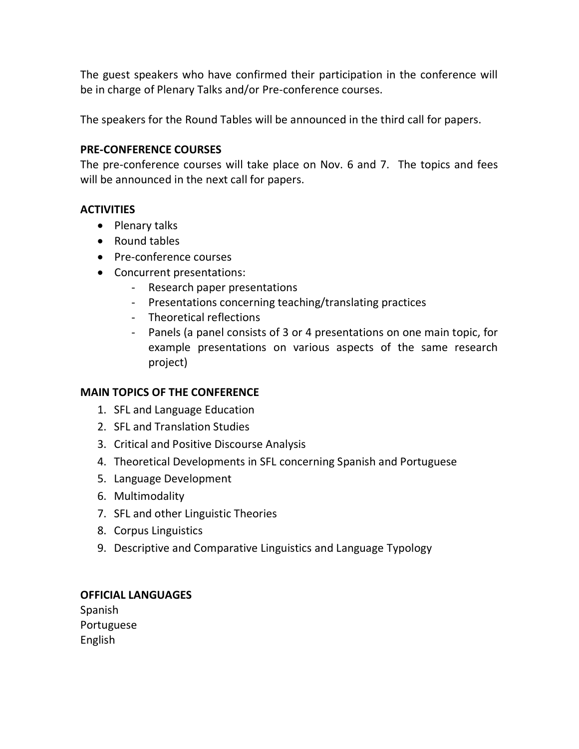The guest speakers who have confirmed their participation in the conference will be in charge of Plenary Talks and/or Pre-conference courses.

The speakers for the Round Tables will be announced in the third call for papers.

**PRE-CONFERENCE COURSES**

The pre-conference courses will take place on Nov. 6 and 7. The topics and fees will be announced in the next call for papers.

**ACTIVITIES**

- Plenary talks
- Round tables
- Pre-conference courses
- Concurrent presentations:
    - Research paper presentations
    - Presentations concerning teaching/translating practices
    - Theoretical reflections
    - Panels (a panel consists of 3 or 4 presentations on one main topic, for example presentations on various aspects of the same research project)

**MAIN TOPICS OF THE CONFERENCE**

1. SFL and Language Education
2. SFL and Translation Studies
3. Critical and Positive Discourse Analysis
4. Theoretical Developments in SFL concerning Spanish and Portuguese
5. Language Development
6. Multimodality
7. SFL and other Linguistic Theories
8. Corpus Linguistics
9. Descriptive and Comparative Linguistics and Language Typology

**OFFICIAL LANGUAGES**

Spanish
Portuguese
English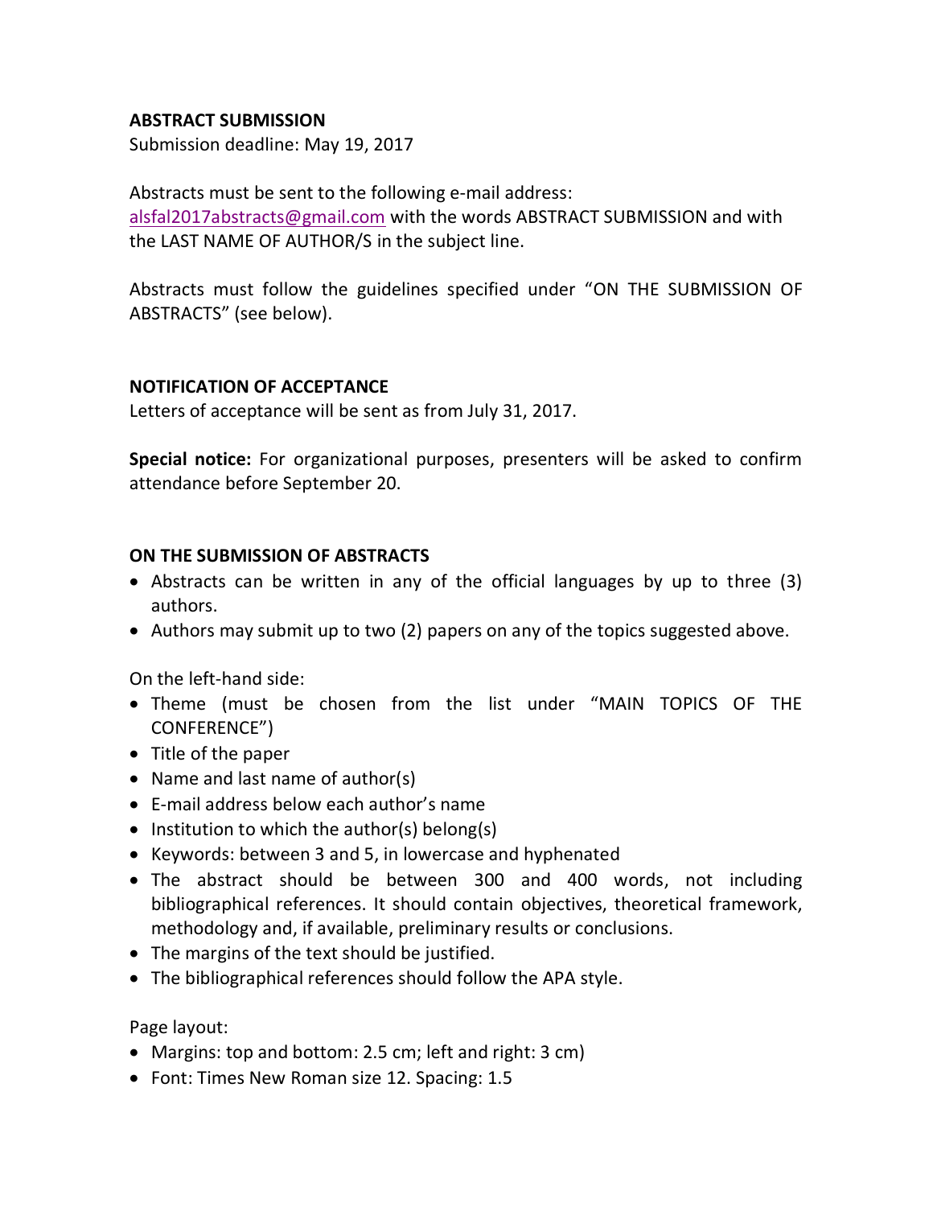**ABSTRACT SUBMISSION**

Submission deadline: May 19, 2017

Abstracts must be sent to the following e-mail address: alsfal2017abstracts@gmail.com with the words ABSTRACT SUBMISSION and with the LAST NAME OF AUTHOR/S in the subject line.

Abstracts must follow the guidelines specified under "ON THE SUBMISSION OF ABSTRACTS" (see below).

**NOTIFICATION OF ACCEPTANCE**

Letters of acceptance will be sent as from July 31, 2017.

**Special notice:** For organizational purposes, presenters will be asked to confirm attendance before September 20.

**ON THE SUBMISSION OF ABSTRACTS**

- Abstracts can be written in any of the official languages by up to three (3) authors.
- Authors may submit up to two (2) papers on any of the topics suggested above.

On the left-hand side:

- Theme (must be chosen from the list under "MAIN TOPICS OF THE CONFERENCE")
- Title of the paper
- Name and last name of author(s)
- E-mail address below each author's name
- Institution to which the author(s) belong(s)
- Keywords: between 3 and 5, in lowercase and hyphenated
- The abstract should be between 300 and 400 words, not including bibliographical references. It should contain objectives, theoretical framework, methodology and, if available, preliminary results or conclusions.
- The margins of the text should be justified.
- The bibliographical references should follow the APA style.

Page layout:

- Margins: top and bottom: 2.5 cm; left and right: 3 cm)
- Font: Times New Roman size 12. Spacing: 1.5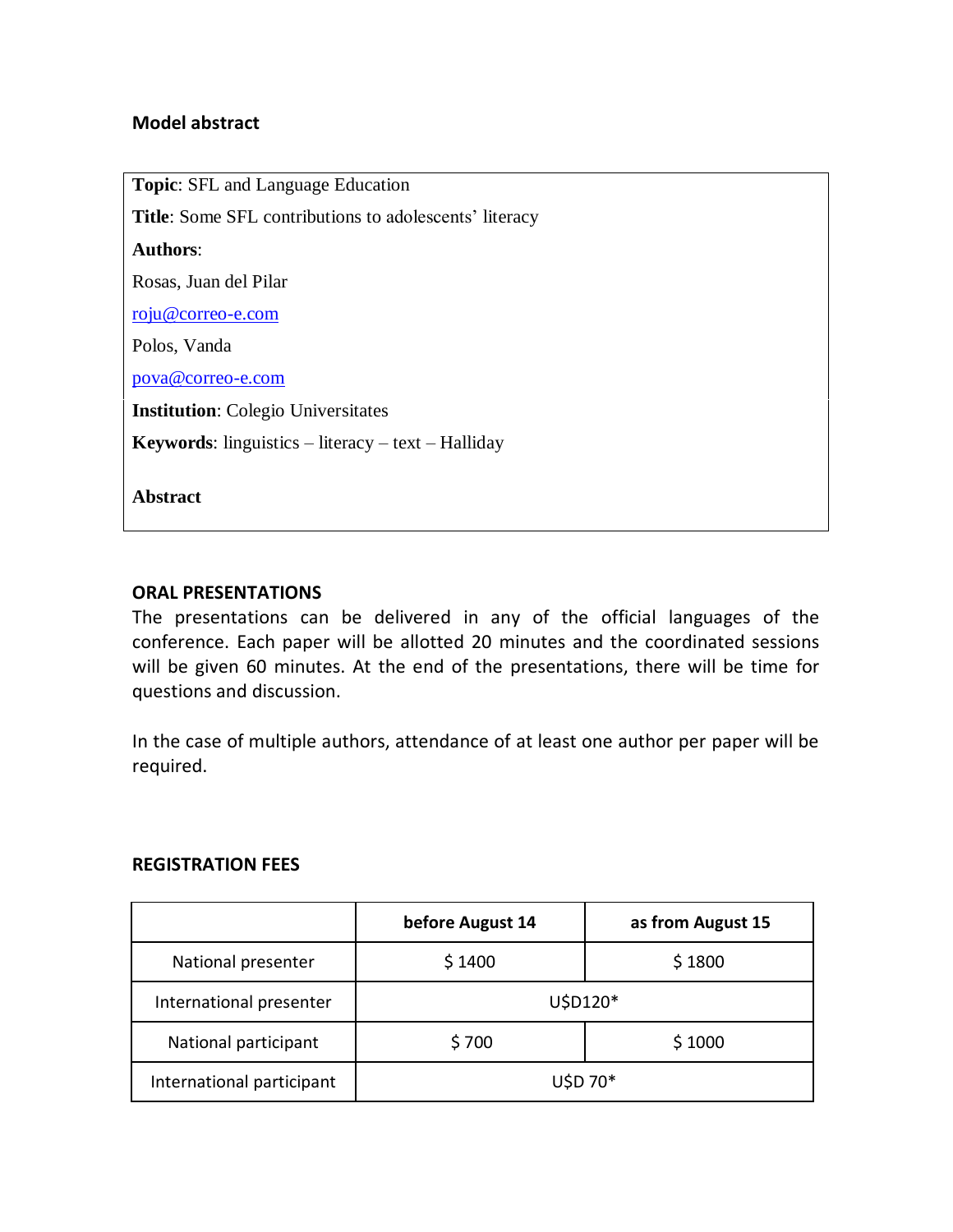**Model abstract**

**Topic**: SFL and Language Education

**Title**: Some SFL contributions to adolescents' literacy

**Authors**:

Rosas, Juan del Pilar

roju@correo-e.com

Polos, Vanda

pova@correo-e.com

**Institution**: Colegio Universitates

**Keywords**: linguistics – literacy – text – Halliday

**Abstract**

**ORAL PRESENTATIONS**

The presentations can be delivered in any of the official languages of the conference. Each paper will be allotted 20 minutes and the coordinated sessions will be given 60 minutes. At the end of the presentations, there will be time for questions and discussion.

In the case of multiple authors, attendance of at least one author per paper will be required.

**REGISTRATION FEES**

| | before August 14 | as from August 15 |
|---|---|---|
| National presenter | $ 1400 | $ 1800 |
| International presenter | U$D120* | |
| National participant | $ 700 | $ 1000 |
| International participant | U$D 70* | |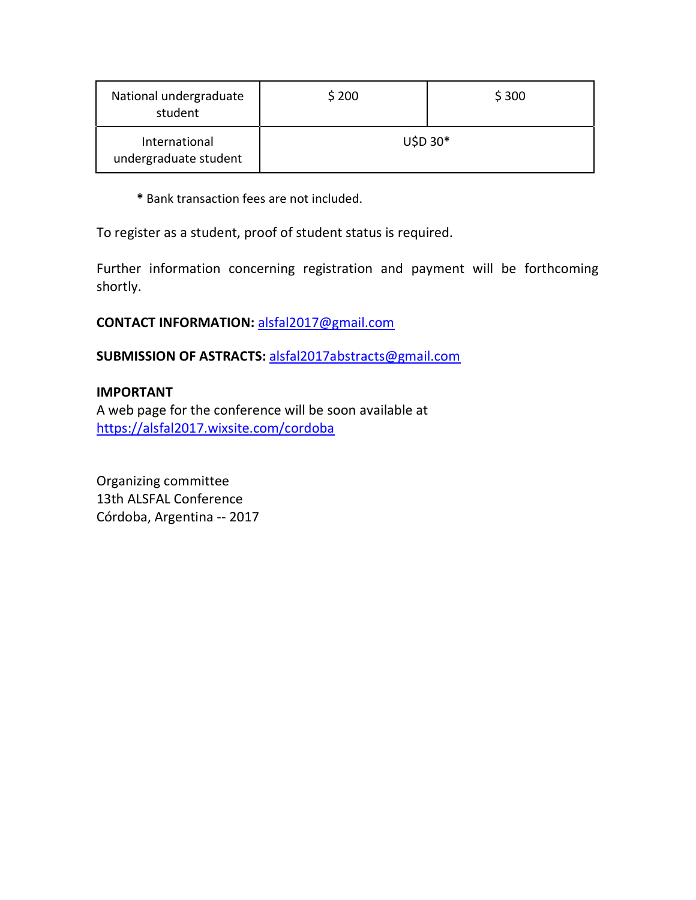| | | |
|---|---|---|
| National undergraduate student | $ 200 | $ 300 |
| International undergraduate student | U$D 30* | |

**\*** Bank transaction fees are not included.

To register as a student, proof of student status is required.

Further information concerning registration and payment will be forthcoming shortly.

**CONTACT INFORMATION:** alsfal2017@gmail.com

**SUBMISSION OF ASTRACTS:** alsfal2017abstracts@gmail.com

**IMPORTANT**
A web page for the conference will be soon available at
https://alsfal2017.wixsite.com/cordoba

Organizing committee
13th ALSFAL Conference
Córdoba, Argentina -- 2017